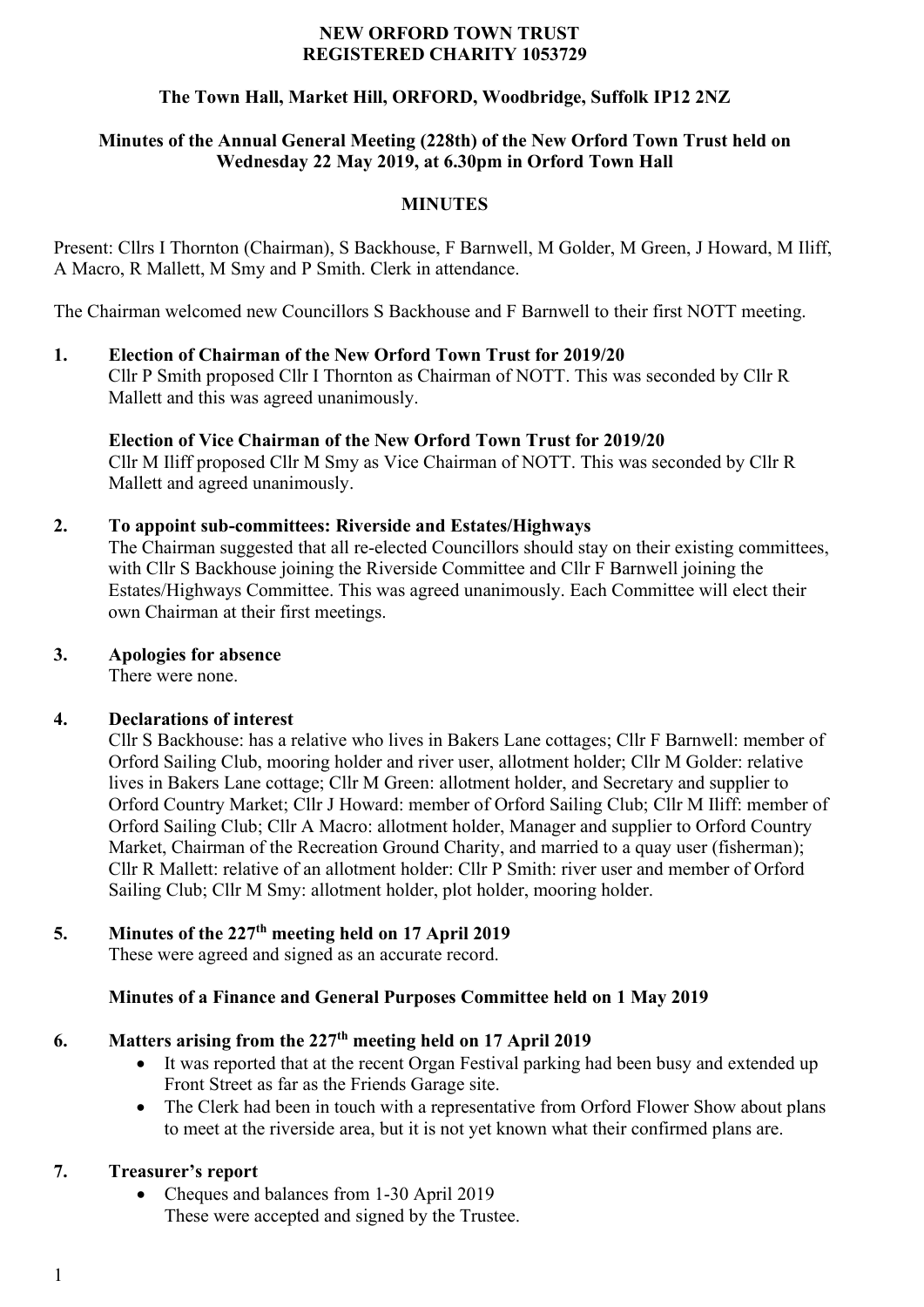**NEW ORFORD TOWN TRUST**
**REGISTERED CHARITY 1053729**

**The Town Hall, Market Hill, ORFORD, Woodbridge, Suffolk IP12 2NZ**

**Minutes of the Annual General Meeting (228th) of the New Orford Town Trust held on Wednesday 22 May 2019, at 6.30pm in Orford Town Hall**

**MINUTES**

Present: Cllrs I Thornton (Chairman), S Backhouse, F Barnwell, M Golder, M Green, J Howard, M Iliff, A Macro, R Mallett, M Smy and P Smith. Clerk in attendance.

The Chairman welcomed new Councillors S Backhouse and F Barnwell to their first NOTT meeting.

**1. Election of Chairman of the New Orford Town Trust for 2019/20**

Cllr P Smith proposed Cllr I Thornton as Chairman of NOTT. This was seconded by Cllr R Mallett and this was agreed unanimously.

**Election of Vice Chairman of the New Orford Town Trust for 2019/20**

Cllr M Iliff proposed Cllr M Smy as Vice Chairman of NOTT. This was seconded by Cllr R Mallett and agreed unanimously.

**2. To appoint sub-committees: Riverside and Estates/Highways**

The Chairman suggested that all re-elected Councillors should stay on their existing committees, with Cllr S Backhouse joining the Riverside Committee and Cllr F Barnwell joining the Estates/Highways Committee. This was agreed unanimously. Each Committee will elect their own Chairman at their first meetings.

**3. Apologies for absence**

There were none.

**4. Declarations of interest**

Cllr S Backhouse: has a relative who lives in Bakers Lane cottages; Cllr F Barnwell: member of Orford Sailing Club, mooring holder and river user, allotment holder; Cllr M Golder: relative lives in Bakers Lane cottage; Cllr M Green: allotment holder, and Secretary and supplier to Orford Country Market; Cllr J Howard: member of Orford Sailing Club; Cllr M Iliff: member of Orford Sailing Club; Cllr A Macro: allotment holder, Manager and supplier to Orford Country Market, Chairman of the Recreation Ground Charity, and married to a quay user (fisherman); Cllr R Mallett: relative of an allotment holder: Cllr P Smith: river user and member of Orford Sailing Club; Cllr M Smy: allotment holder, plot holder, mooring holder.

**5. Minutes of the 227th meeting held on 17 April 2019**

These were agreed and signed as an accurate record.

**Minutes of a Finance and General Purposes Committee held on 1 May 2019**

**6. Matters arising from the 227th meeting held on 17 April 2019**

- It was reported that at the recent Organ Festival parking had been busy and extended up Front Street as far as the Friends Garage site.
- The Clerk had been in touch with a representative from Orford Flower Show about plans to meet at the riverside area, but it is not yet known what their confirmed plans are.

**7. Treasurer's report**

- Cheques and balances from 1-30 April 2019
  These were accepted and signed by the Trustee.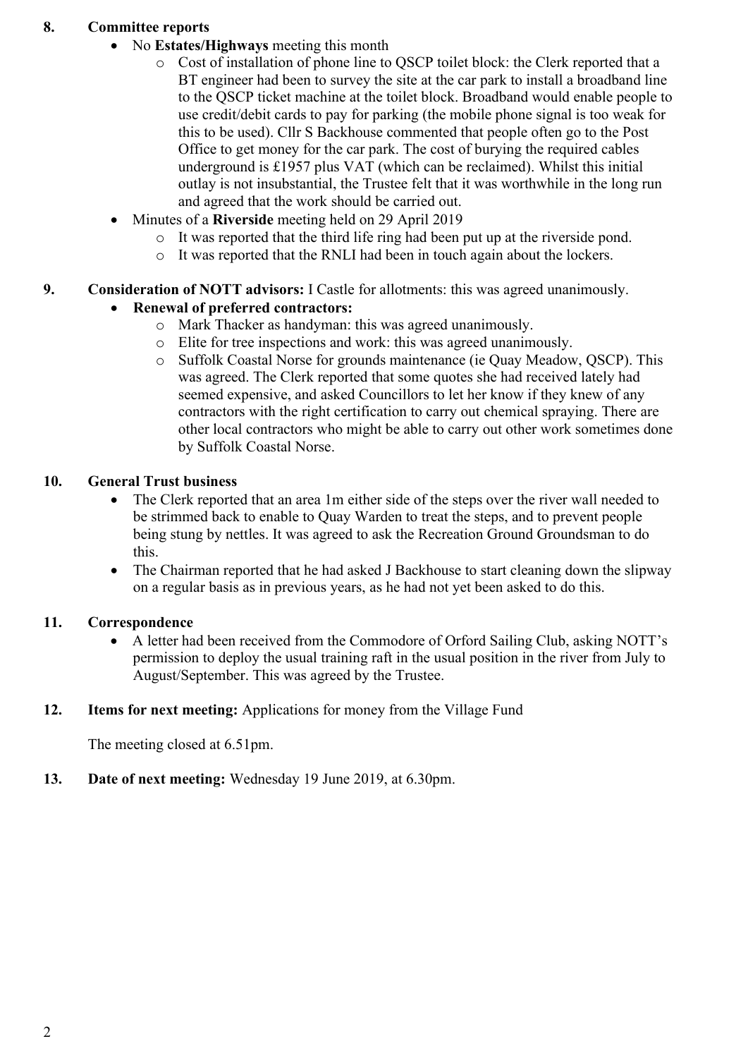**8. Committee reports**

- No **Estates/Highways** meeting this month
    - Cost of installation of phone line to QSCP toilet block: the Clerk reported that a BT engineer had been to survey the site at the car park to install a broadband line to the QSCP ticket machine at the toilet block. Broadband would enable people to use credit/debit cards to pay for parking (the mobile phone signal is too weak for this to be used). Cllr S Backhouse commented that people often go to the Post Office to get money for the car park. The cost of burying the required cables underground is £1957 plus VAT (which can be reclaimed). Whilst this initial outlay is not insubstantial, the Trustee felt that it was worthwhile in the long run and agreed that the work should be carried out.
- Minutes of a **Riverside** meeting held on 29 April 2019
    - It was reported that the third life ring had been put up at the riverside pond.
    - It was reported that the RNLI had been in touch again about the lockers.

**9. Consideration of NOTT advisors:** I Castle for allotments: this was agreed unanimously.

- **Renewal of preferred contractors:**
    - Mark Thacker as handyman: this was agreed unanimously.
    - Elite for tree inspections and work: this was agreed unanimously.
    - Suffolk Coastal Norse for grounds maintenance (ie Quay Meadow, QSCP). This was agreed. The Clerk reported that some quotes she had received lately had seemed expensive, and asked Councillors to let her know if they knew of any contractors with the right certification to carry out chemical spraying. There are other local contractors who might be able to carry out other work sometimes done by Suffolk Coastal Norse.

**10. General Trust business**

- The Clerk reported that an area 1m either side of the steps over the river wall needed to be strimmed back to enable to Quay Warden to treat the steps, and to prevent people being stung by nettles. It was agreed to ask the Recreation Ground Groundsman to do this.
- The Chairman reported that he had asked J Backhouse to start cleaning down the slipway on a regular basis as in previous years, as he had not yet been asked to do this.

**11. Correspondence**

- A letter had been received from the Commodore of Orford Sailing Club, asking NOTT's permission to deploy the usual training raft in the usual position in the river from July to August/September. This was agreed by the Trustee.

**12. Items for next meeting:** Applications for money from the Village Fund

The meeting closed at 6.51pm.

**13. Date of next meeting:** Wednesday 19 June 2019, at 6.30pm.